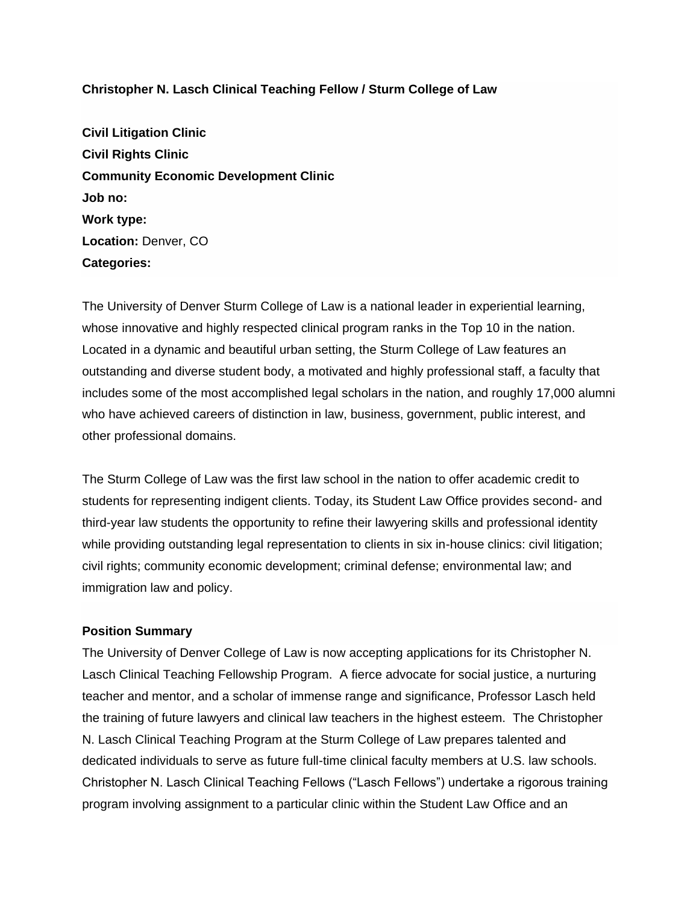**Christopher N. Lasch Clinical Teaching Fellow / Sturm College of Law**

**Civil Litigation Clinic**
**Civil Rights Clinic**
**Community Economic Development Clinic**
**Job no:**
**Work type:**
**Location:** Denver, CO
**Categories:**

The University of Denver Sturm College of Law is a national leader in experiential learning, whose innovative and highly respected clinical program ranks in the Top 10 in the nation. Located in a dynamic and beautiful urban setting, the Sturm College of Law features an outstanding and diverse student body, a motivated and highly professional staff, a faculty that includes some of the most accomplished legal scholars in the nation, and roughly 17,000 alumni who have achieved careers of distinction in law, business, government, public interest, and other professional domains.

The Sturm College of Law was the first law school in the nation to offer academic credit to students for representing indigent clients. Today, its Student Law Office provides second- and third-year law students the opportunity to refine their lawyering skills and professional identity while providing outstanding legal representation to clients in six in-house clinics: civil litigation; civil rights; community economic development; criminal defense; environmental law; and immigration law and policy.

**Position Summary**

The University of Denver College of Law is now accepting applications for its Christopher N. Lasch Clinical Teaching Fellowship Program. A fierce advocate for social justice, a nurturing teacher and mentor, and a scholar of immense range and significance, Professor Lasch held the training of future lawyers and clinical law teachers in the highest esteem. The Christopher N. Lasch Clinical Teaching Program at the Sturm College of Law prepares talented and dedicated individuals to serve as future full-time clinical faculty members at U.S. law schools. Christopher N. Lasch Clinical Teaching Fellows ("Lasch Fellows") undertake a rigorous training program involving assignment to a particular clinic within the Student Law Office and an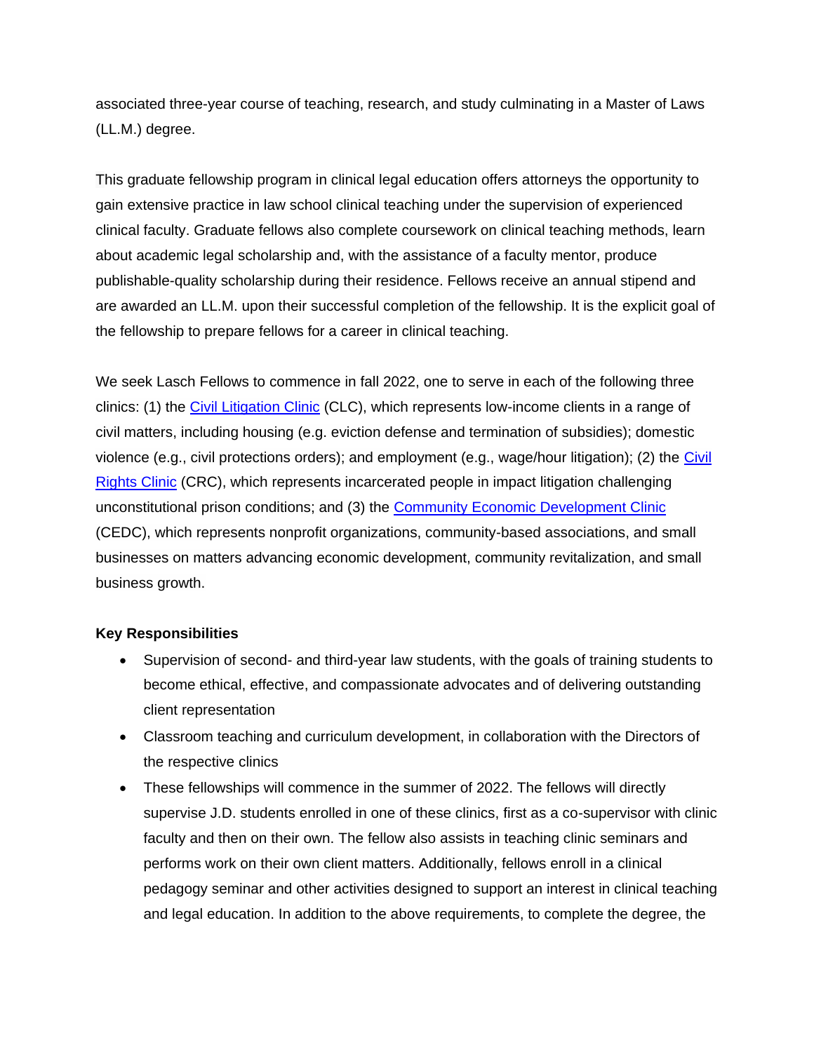associated three-year course of teaching, research, and study culminating in a Master of Laws (LL.M.) degree.

This graduate fellowship program in clinical legal education offers attorneys the opportunity to gain extensive practice in law school clinical teaching under the supervision of experienced clinical faculty. Graduate fellows also complete coursework on clinical teaching methods, learn about academic legal scholarship and, with the assistance of a faculty mentor, produce publishable-quality scholarship during their residence. Fellows receive an annual stipend and are awarded an LL.M. upon their successful completion of the fellowship. It is the explicit goal of the fellowship to prepare fellows for a career in clinical teaching.

We seek Lasch Fellows to commence in fall 2022, one to serve in each of the following three clinics: (1) the Civil Litigation Clinic (CLC), which represents low-income clients in a range of civil matters, including housing (e.g. eviction defense and termination of subsidies); domestic violence (e.g., civil protections orders); and employment (e.g., wage/hour litigation); (2) the Civil Rights Clinic (CRC), which represents incarcerated people in impact litigation challenging unconstitutional prison conditions; and (3) the Community Economic Development Clinic (CEDC), which represents nonprofit organizations, community-based associations, and small businesses on matters advancing economic development, community revitalization, and small business growth.

**Key Responsibilities**

- Supervision of second- and third-year law students, with the goals of training students to become ethical, effective, and compassionate advocates and of delivering outstanding client representation
- Classroom teaching and curriculum development, in collaboration with the Directors of the respective clinics
- These fellowships will commence in the summer of 2022. The fellows will directly supervise J.D. students enrolled in one of these clinics, first as a co-supervisor with clinic faculty and then on their own. The fellow also assists in teaching clinic seminars and performs work on their own client matters. Additionally, fellows enroll in a clinical pedagogy seminar and other activities designed to support an interest in clinical teaching and legal education. In addition to the above requirements, to complete the degree, the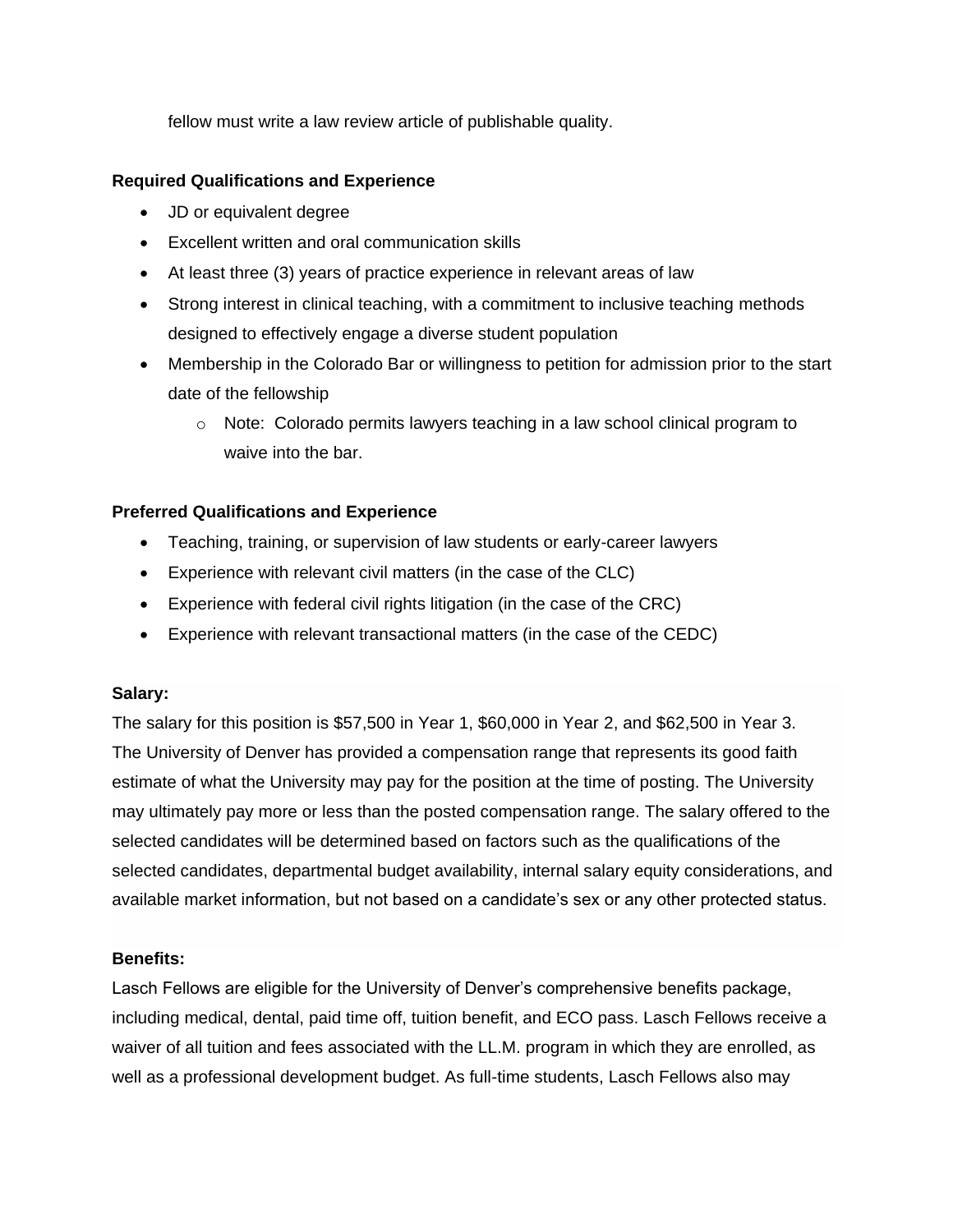fellow must write a law review article of publishable quality.

**Required Qualifications and Experience**

- JD or equivalent degree
- Excellent written and oral communication skills
- At least three (3) years of practice experience in relevant areas of law
- Strong interest in clinical teaching, with a commitment to inclusive teaching methods designed to effectively engage a diverse student population
- Membership in the Colorado Bar or willingness to petition for admission prior to the start date of the fellowship
  - Note: Colorado permits lawyers teaching in a law school clinical program to waive into the bar.

**Preferred Qualifications and Experience**

- Teaching, training, or supervision of law students or early-career lawyers
- Experience with relevant civil matters (in the case of the CLC)
- Experience with federal civil rights litigation (in the case of the CRC)
- Experience with relevant transactional matters (in the case of the CEDC)

**Salary:**

The salary for this position is $57,500 in Year 1, $60,000 in Year 2, and $62,500 in Year 3. The University of Denver has provided a compensation range that represents its good faith estimate of what the University may pay for the position at the time of posting. The University may ultimately pay more or less than the posted compensation range. The salary offered to the selected candidates will be determined based on factors such as the qualifications of the selected candidates, departmental budget availability, internal salary equity considerations, and available market information, but not based on a candidate's sex or any other protected status.

**Benefits:**

Lasch Fellows are eligible for the University of Denver's comprehensive benefits package, including medical, dental, paid time off, tuition benefit, and ECO pass. Lasch Fellows receive a waiver of all tuition and fees associated with the LL.M. program in which they are enrolled, as well as a professional development budget. As full-time students, Lasch Fellows also may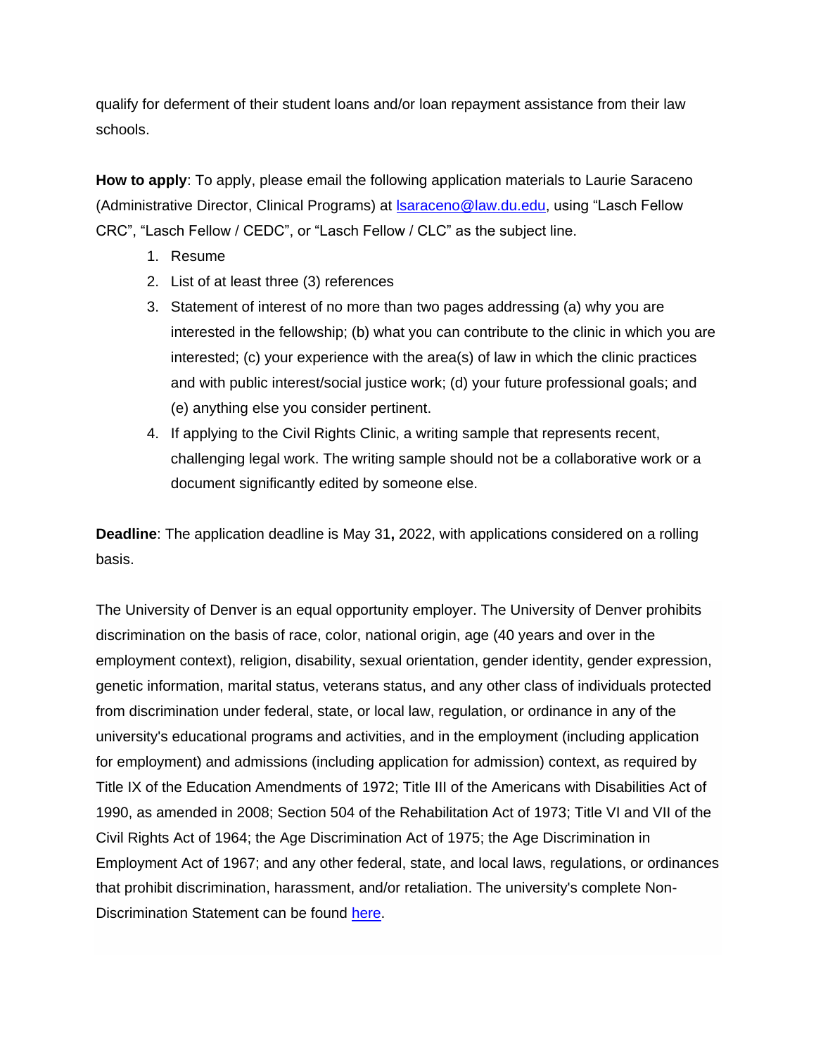qualify for deferment of their student loans and/or loan repayment assistance from their law schools.

**How to apply**: To apply, please email the following application materials to Laurie Saraceno (Administrative Director, Clinical Programs) at lsaraceno@law.du.edu, using "Lasch Fellow CRC", "Lasch Fellow / CEDC", or "Lasch Fellow / CLC" as the subject line.

1. Resume
2. List of at least three (3) references
3. Statement of interest of no more than two pages addressing (a) why you are interested in the fellowship; (b) what you can contribute to the clinic in which you are interested; (c) your experience with the area(s) of law in which the clinic practices and with public interest/social justice work; (d) your future professional goals; and (e) anything else you consider pertinent.
4. If applying to the Civil Rights Clinic, a writing sample that represents recent, challenging legal work. The writing sample should not be a collaborative work or a document significantly edited by someone else.

**Deadline**: The application deadline is May 31**,** 2022, with applications considered on a rolling basis.

The University of Denver is an equal opportunity employer. The University of Denver prohibits discrimination on the basis of race, color, national origin, age (40 years and over in the employment context), religion, disability, sexual orientation, gender identity, gender expression, genetic information, marital status, veterans status, and any other class of individuals protected from discrimination under federal, state, or local law, regulation, or ordinance in any of the university's educational programs and activities, and in the employment (including application for employment) and admissions (including application for admission) context, as required by Title IX of the Education Amendments of 1972; Title III of the Americans with Disabilities Act of 1990, as amended in 2008; Section 504 of the Rehabilitation Act of 1973; Title VI and VII of the Civil Rights Act of 1964; the Age Discrimination Act of 1975; the Age Discrimination in Employment Act of 1967; and any other federal, state, and local laws, regulations, or ordinances that prohibit discrimination, harassment, and/or retaliation. The university's complete Non-Discrimination Statement can be found here.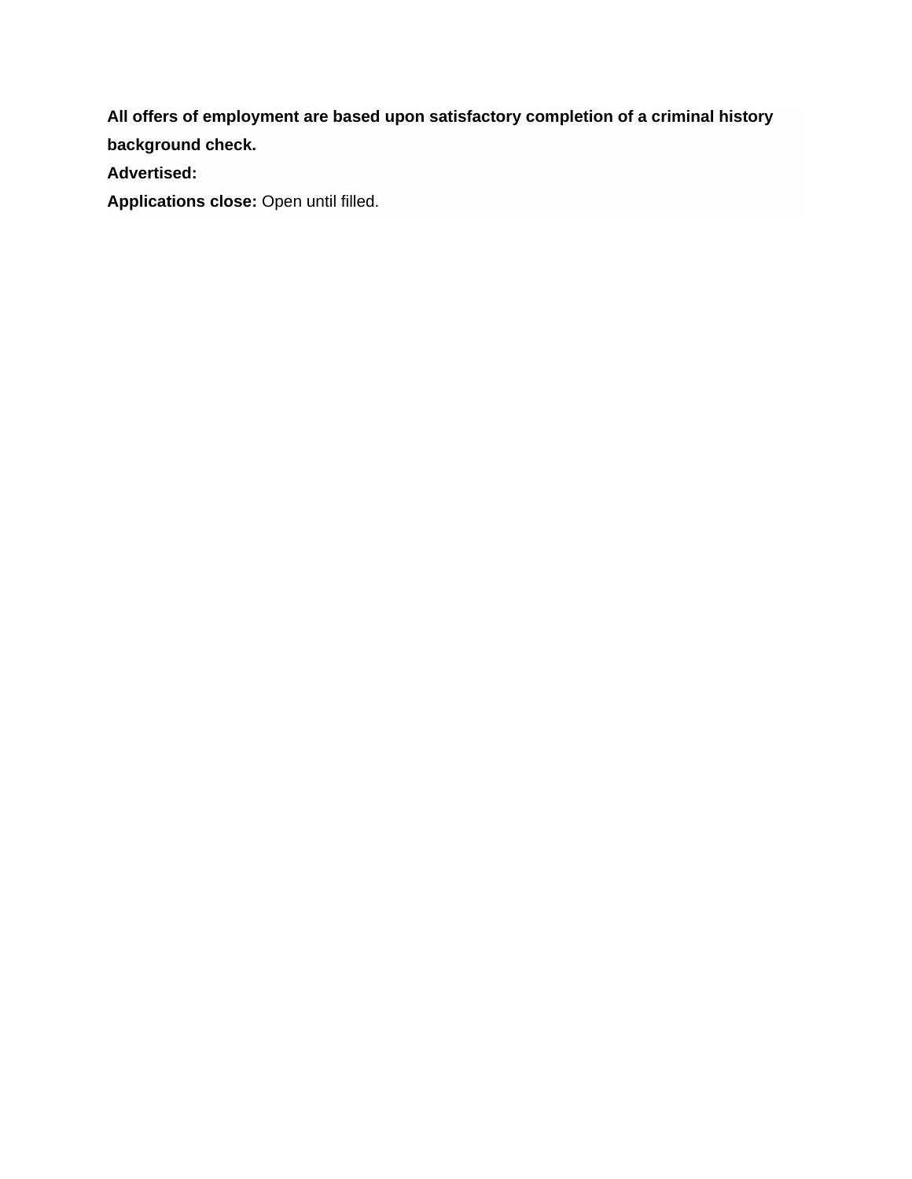**All offers of employment are based upon satisfactory completion of a criminal history background check.**

**Advertised:**

**Applications close:** Open until filled.